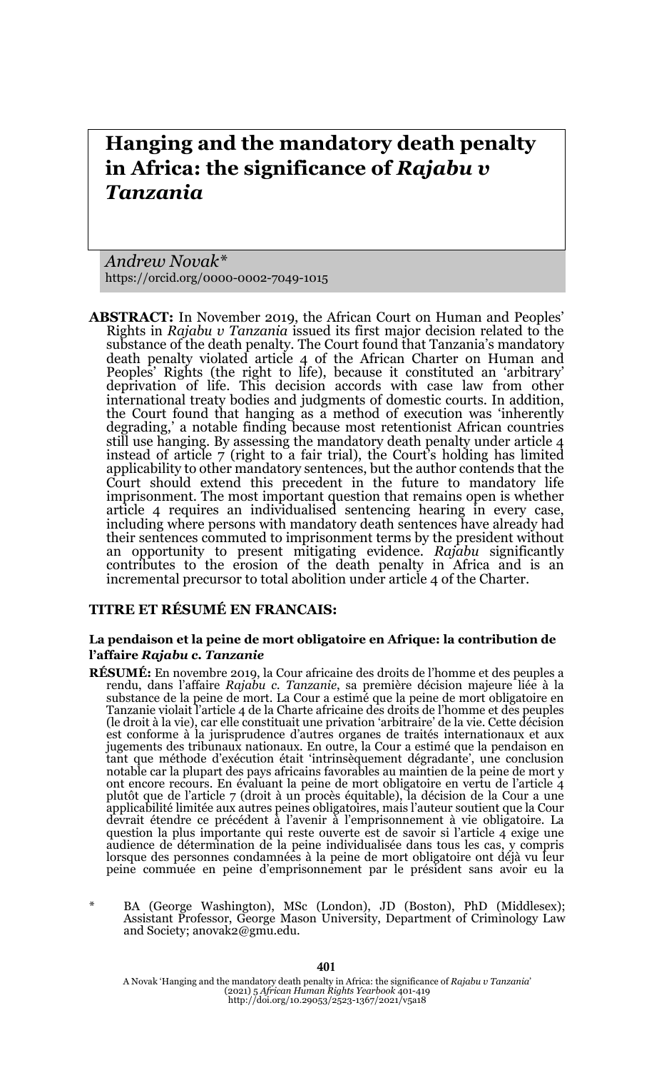# Hanging and the mandatory death penalty in Africa: the significance of *Rajabu v Tanzania*

*Andrew Novak\**
https://orcid.org/0000-0002-7049-1015

**ABSTRACT:** In November 2019, the African Court on Human and Peoples' Rights in *Rajabu v Tanzania* issued its first major decision related to the substance of the death penalty. The Court found that Tanzania's mandatory death penalty violated article 4 of the African Charter on Human and Peoples' Rights (the right to life), because it constituted an 'arbitrary' deprivation of life. This decision accords with case law from other international treaty bodies and judgments of domestic courts. In addition, the Court found that hanging as a method of execution was 'inherently degrading,' a notable finding because most retentionist African countries still use hanging. By assessing the mandatory death penalty under article 4 instead of article 7 (right to a fair trial), the Court's holding has limited applicability to other mandatory sentences, but the author contends that the Court should extend this precedent in the future to mandatory life imprisonment. The most important question that remains open is whether article 4 requires an individualised sentencing hearing in every case, including where persons with mandatory death sentences have already had their sentences commuted to imprisonment terms by the president without an opportunity to present mitigating evidence. *Rajabu* significantly contributes to the erosion of the death penalty in Africa and is an incremental precursor to total abolition under article 4 of the Charter.

### TITRE ET RÉSUMÉ EN FRANCAIS:

#### La pendaison et la peine de mort obligatoire en Afrique: la contribution de l'affaire *Rajabu* c. *Tanzanie*

**RÉSUMÉ:** En novembre 2019, la Cour africaine des droits de l'homme et des peuples a rendu, dans l'affaire *Rajabu c. Tanzanie*, sa première décision majeure liée à la substance de la peine de mort. La Cour a estimé que la peine de mort obligatoire en Tanzanie violait l'article 4 de la Charte africaine des droits de l'homme et des peuples (le droit à la vie), car elle constituait une privation 'arbitraire' de la vie. Cette décision est conforme à la jurisprudence d'autres organes de traités internationaux et aux jugements des tribunaux nationaux. En outre, la Cour a estimé que la pendaison en tant que méthode d'exécution était 'intrinsèquement dégradante', une conclusion notable car la plupart des pays africains favorables au maintien de la peine de mort y ont encore recours. En évaluant la peine de mort obligatoire en vertu de l'article 4 plutôt que de l'article 7 (droit à un procès équitable), la décision de la Cour a une applicabilité limitée aux autres peines obligatoires, mais l'auteur soutient que la Cour devrait étendre ce précédent à l'avenir à l'emprisonnement à vie obligatoire. La question la plus importante qui reste ouverte est de savoir si l'article 4 exige une audience de détermination de la peine individualisée dans tous les cas, y compris lorsque des personnes condamnées à la peine de mort obligatoire ont déjà vu leur peine commuée en peine d'emprisonnement par le président sans avoir eu la

\* BA (George Washington), MSc (London), JD (Boston), PhD (Middlesex); Assistant Professor, George Mason University, Department of Criminology Law and Society; anovak2@gmu.edu.

A Novak 'Hanging and the mandatory death penalty in Africa: the significance of *Rajabu v Tanzania*' (2021) 5 *African Human Rights Yearbook* 401-419
http://doi.org/10.29053/2523-1367/2021/v5a18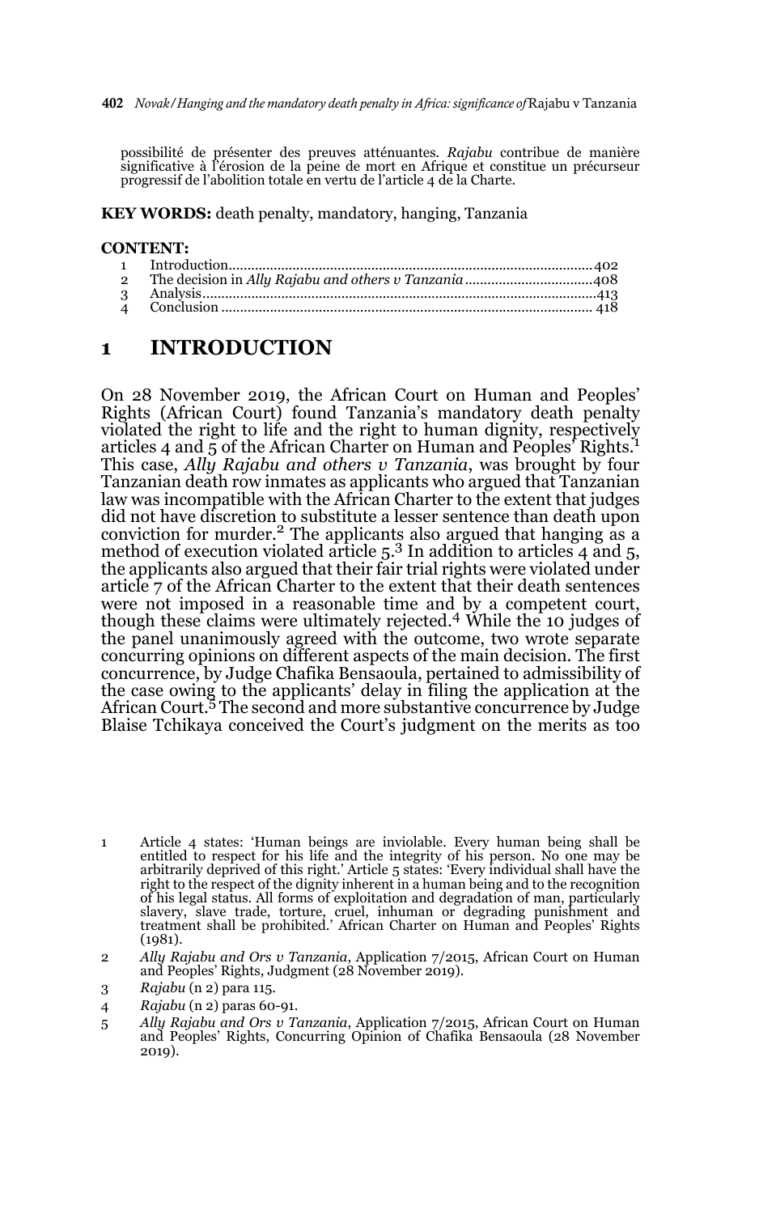possibilité de présenter des preuves atténuantes. *Rajabu* contribue de manière significative à l'érosion de la peine de mort en Afrique et constitue un précurseur progressif de l'abolition totale en vertu de l'article 4 de la Charte.

**KEY WORDS:** death penalty, mandatory, hanging, Tanzania

**CONTENT:**

1 Introduction.......................................................................................402
2 The decision in *Ally Rajabu and others v Tanzania*..................................408
3 Analysis..............................................................................................413
4 Conclusion ......................................................................................... 418

# 1 INTRODUCTION

On 28 November 2019, the African Court on Human and Peoples' Rights (African Court) found Tanzania's mandatory death penalty violated the right to life and the right to human dignity, respectively articles 4 and 5 of the African Charter on Human and Peoples' Rights.[1] This case, *Ally Rajabu and others v Tanzania*, was brought by four Tanzanian death row inmates as applicants who argued that Tanzanian law was incompatible with the African Charter to the extent that judges did not have discretion to substitute a lesser sentence than death upon conviction for murder.[2] The applicants also argued that hanging as a method of execution violated article 5.[3] In addition to articles 4 and 5, the applicants also argued that their fair trial rights were violated under article 7 of the African Charter to the extent that their death sentences were not imposed in a reasonable time and by a competent court, though these claims were ultimately rejected.[4] While the 10 judges of the panel unanimously agreed with the outcome, two wrote separate concurring opinions on different aspects of the main decision. The first concurrence, by Judge Chafika Bensaoula, pertained to admissibility of the case owing to the applicants' delay in filing the application at the African Court.[5] The second and more substantive concurrence by Judge Blaise Tchikaya conceived the Court's judgment on the merits as too

1 Article 4 states: 'Human beings are inviolable. Every human being shall be entitled to respect for his life and the integrity of his person. No one may be arbitrarily deprived of this right.' Article 5 states: 'Every individual shall have the right to the respect of the dignity inherent in a human being and to the recognition of his legal status. All forms of exploitation and degradation of man, particularly slavery, slave trade, torture, cruel, inhuman or degrading punishment and treatment shall be prohibited.' African Charter on Human and Peoples' Rights (1981).

2 *Ally Rajabu and Ors v Tanzania*, Application 7/2015, African Court on Human and Peoples' Rights, Judgment (28 November 2019).

3 *Rajabu* (n 2) para 115.

4 *Rajabu* (n 2) paras 60-91.

5 *Ally Rajabu and Ors v Tanzania*, Application 7/2015, African Court on Human and Peoples' Rights, Concurring Opinion of Chafika Bensaoula (28 November 2019).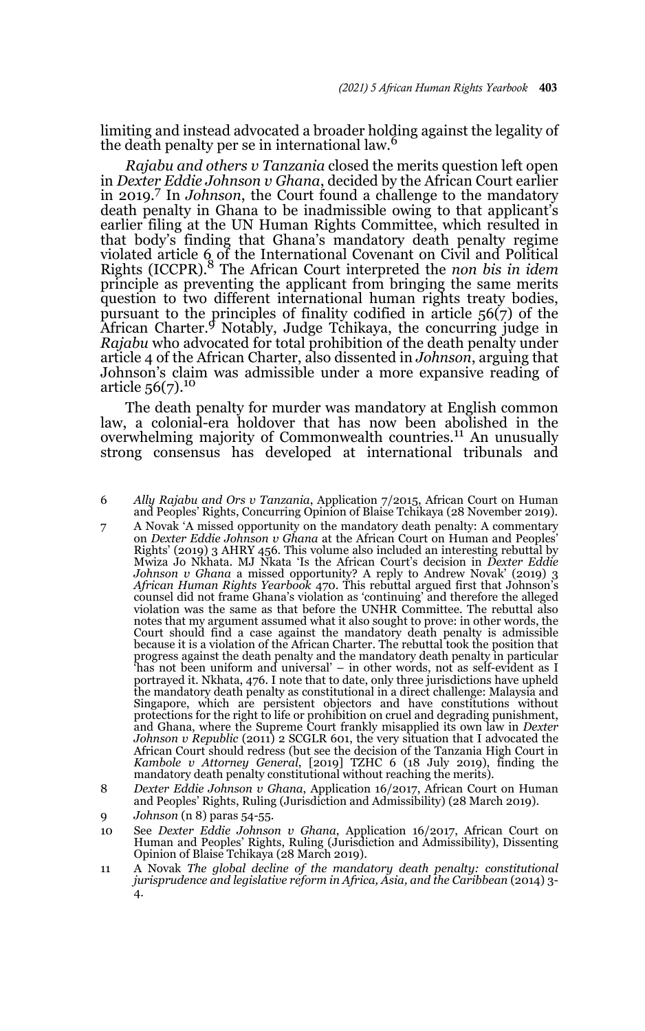limiting and instead advocated a broader holding against the legality of the death penalty per se in international law.[6]

*Rajabu and others v Tanzania* closed the merits question left open in *Dexter Eddie Johnson v Ghana*, decided by the African Court earlier in 2019.[7] In *Johnson*, the Court found a challenge to the mandatory death penalty in Ghana to be inadmissible owing to that applicant's earlier filing at the UN Human Rights Committee, which resulted in that body's finding that Ghana's mandatory death penalty regime violated article 6 of the International Covenant on Civil and Political Rights (ICCPR).[8] The African Court interpreted the *non bis in idem* principle as preventing the applicant from bringing the same merits question to two different international human rights treaty bodies, pursuant to the principles of finality codified in article 56(7) of the African Charter.[9] Notably, Judge Tchikaya, the concurring judge in *Rajabu* who advocated for total prohibition of the death penalty under article 4 of the African Charter, also dissented in *Johnson*, arguing that Johnson's claim was admissible under a more expansive reading of article 56(7).[10]

The death penalty for murder was mandatory at English common law, a colonial-era holdover that has now been abolished in the overwhelming majority of Commonwealth countries.[11] An unusually strong consensus has developed at international tribunals and

---

6 *Ally Rajabu and Ors v Tanzania*, Application 7/2015, African Court on Human and Peoples' Rights, Concurring Opinion of Blaise Tchikaya (28 November 2019).

7 A Novak 'A missed opportunity on the mandatory death penalty: A commentary on *Dexter Eddie Johnson v Ghana* at the African Court on Human and Peoples' Rights' (2019) 3 AHRY 456. This volume also included an interesting rebuttal by Mwiza Jo Nkhata. MJ Nkata 'Is the African Court's decision in *Dexter Eddie Johnson v Ghana* a missed opportunity? A reply to Andrew Novak' (2019) 3 *African Human Rights Yearbook* 470. This rebuttal argued first that Johnson's counsel did not frame Ghana's violation as 'continuing' and therefore the alleged violation was the same as that before the UNHR Committee. The rebuttal also notes that my argument assumed what it also sought to prove: in other words, the Court should find a case against the mandatory death penalty is admissible because it is a violation of the African Charter. The rebuttal took the position that progress against the death penalty and the mandatory death penalty in particular 'has not been uniform and universal' – in other words, not as self-evident as I portrayed it. Nkhata, 476. I note that to date, only three jurisdictions have upheld the mandatory death penalty as constitutional in a direct challenge: Malaysia and Singapore, which are persistent objectors and have constitutions without protections for the right to life or prohibition on cruel and degrading punishment, and Ghana, where the Supreme Court frankly misapplied its own law in *Dexter Johnson v Republic* (2011) 2 SCGLR 601, the very situation that I advocated the African Court should redress (but see the decision of the Tanzania High Court in *Kambole v Attorney General*, [2019] TZHC 6 (18 July 2019), finding the mandatory death penalty constitutional without reaching the merits).

8 *Dexter Eddie Johnson v Ghana*, Application 16/2017, African Court on Human and Peoples' Rights, Ruling (Jurisdiction and Admissibility) (28 March 2019).

9 *Johnson* (n 8) paras 54-55.

10 See *Dexter Eddie Johnson v Ghana*, Application 16/2017, African Court on Human and Peoples' Rights, Ruling (Jurisdiction and Admissibility), Dissenting Opinion of Blaise Tchikaya (28 March 2019).

11 A Novak *The global decline of the mandatory death penalty: constitutional jurisprudence and legislative reform in Africa, Asia, and the Caribbean* (2014) 3-4.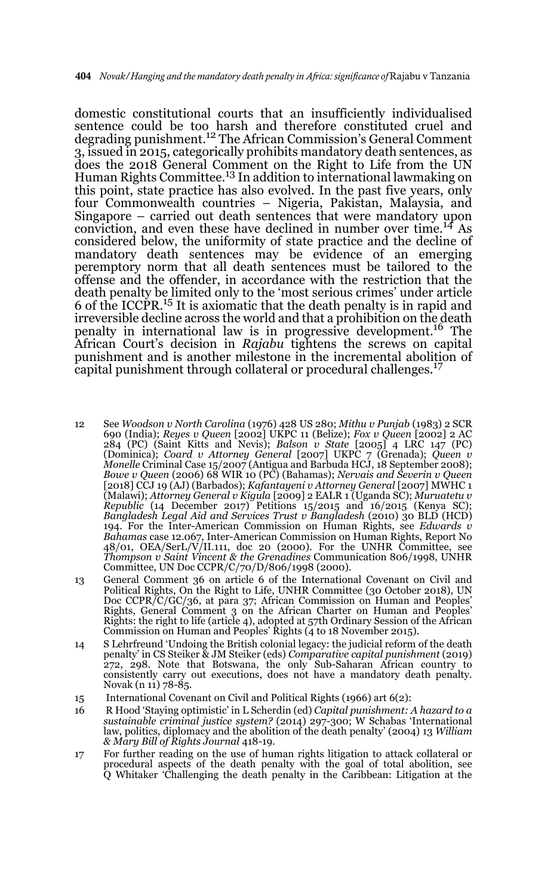domestic constitutional courts that an insufficiently individualised sentence could be too harsh and therefore constituted cruel and degrading punishment.[12] The African Commission's General Comment 3, issued in 2015, categorically prohibits mandatory death sentences, as does the 2018 General Comment on the Right to Life from the UN Human Rights Committee.[13] In addition to international lawmaking on this point, state practice has also evolved. In the past five years, only four Commonwealth countries – Nigeria, Pakistan, Malaysia, and Singapore – carried out death sentences that were mandatory upon conviction, and even these have declined in number over time.[14] As considered below, the uniformity of state practice and the decline of mandatory death sentences may be evidence of an emerging peremptory norm that all death sentences must be tailored to the offense and the offender, in accordance with the restriction that the death penalty be limited only to the 'most serious crimes' under article 6 of the ICCPR.[15] It is axiomatic that the death penalty is in rapid and irreversible decline across the world and that a prohibition on the death penalty in international law is in progressive development.[16] The African Court's decision in *Rajabu* tightens the screws on capital punishment and is another milestone in the incremental abolition of capital punishment through collateral or procedural challenges.[17]

12 See *Woodson v North Carolina* (1976) 428 US 280; *Mithu v Punjab* (1983) 2 SCR 690 (India); *Reyes v Queen* [2002] UKPC 11 (Belize); *Fox v Queen* [2002] 2 AC 284 (PC) (Saint Kitts and Nevis); *Balson v State* [2005] 4 LRC 147 (PC) (Dominica); *Coard v Attorney General* [2007] UKPC 7 (Grenada); *Queen v Monelle* Criminal Case 15/2007 (Antigua and Barbuda HCJ, 18 September 2008); *Bowe v Queen* (2006) 68 WIR 10 (PC) (Bahamas); *Nervais and Severin v Queen* [2018] CCJ 19 (AJ) (Barbados); *Kafantayeni v Attorney General* [2007] MWHC 1 (Malawi); *Attorney General v Kigula* [2009] 2 EALR 1 (Uganda SC); *Muruatetu v Republic* (14 December 2017) Petitions 15/2015 and 16/2015 (Kenya SC); *Bangladesh Legal Aid and Services Trust v Bangladesh* (2010) 30 BLD (HCD) 194. For the Inter-American Commission on Human Rights, see *Edwards v Bahamas* case 12.067, Inter-American Commission on Human Rights, Report No 48/01, OEA/SerL/V/II.111, doc 20 (2000). For the UNHR Committee, see *Thompson v Saint Vincent & the Grenadines* Communication 806/1998, UNHR Committee, UN Doc CCPR/C/70/D/806/1998 (2000).

13 General Comment 36 on article 6 of the International Covenant on Civil and Political Rights, UNHR Committee (30 October 2018), UN Doc CCPR/C/GC/36, at para 37; African Commission on Human and Peoples' Rights, General Comment 3 on the African Charter on Human and Peoples' Rights: the right to life (article 4), adopted at 57th Ordinary Session of the African Commission on Human and Peoples' Rights (4 to 18 November 2015).

14 S Lehrfreund 'Undoing the British colonial legacy: the judicial reform of the death penalty' in CS Steiker & JM Steiker (eds) *Comparative capital punishment* (2019) 272, 298. Note that Botswana, the only Sub-Saharan African country to consistently carry out executions, does not have a mandatory death penalty. Novak (n 11) 78-85.

15 International Covenant on Civil and Political Rights (1966) art 6(2):

16 R Hood 'Staying optimistic' in L Scherdin (ed) *Capital punishment: A hazard to a sustainable criminal justice system?* (2014) 297-300; W Schabas 'International law, politics, diplomacy and the abolition of the death penalty' (2004) 13 *William & Mary Bill of Rights Journal* 418-19.

17 For further reading on the use of human rights litigation to attack collateral or procedural aspects of the death penalty with the goal of total abolition, see Q Whitaker 'Challenging the death penalty in the Caribbean: Litigation at the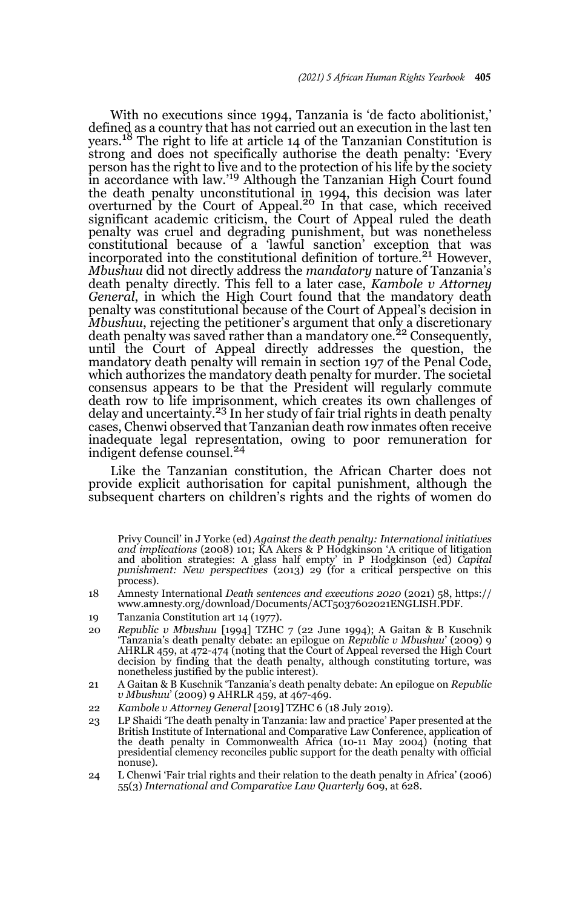With no executions since 1994, Tanzania is 'de facto abolitionist,' defined as a country that has not carried out an execution in the last ten years.[18] The right to life at article 14 of the Tanzanian Constitution is strong and does not specifically authorise the death penalty: 'Every person has the right to live and to the protection of his life by the society in accordance with law.'[19] Although the Tanzanian High Court found the death penalty unconstitutional in 1994, this decision was later overturned by the Court of Appeal.[20] In that case, which received significant academic criticism, the Court of Appeal ruled the death penalty was cruel and degrading punishment, but was nonetheless constitutional because of a 'lawful sanction' exception that was incorporated into the constitutional definition of torture.[21] However, *Mbushuu* did not directly address the *mandatory* nature of Tanzania's death penalty directly. This fell to a later case, *Kambole v Attorney General*, in which the High Court found that the mandatory death penalty was constitutional because of the Court of Appeal's decision in *Mbushuu*, rejecting the petitioner's argument that only a discretionary death penalty was saved rather than a mandatory one.[22] Consequently, until the Court of Appeal directly addresses the question, the mandatory death penalty will remain in section 197 of the Penal Code, which authorizes the mandatory death penalty for murder. The societal consensus appears to be that the President will regularly commute death row to life imprisonment, which creates its own challenges of delay and uncertainty.[23] In her study of fair trial rights in death penalty cases, Chenwi observed that Tanzanian death row inmates often receive inadequate legal representation, owing to poor remuneration for indigent defense counsel.[24]

Like the Tanzanian constitution, the African Charter does not provide explicit authorisation for capital punishment, although the subsequent charters on children's rights and the rights of women do

Privy Council' in J Yorke (ed) *Against the death penalty: International initiatives and implications* (2008) 101; KA Akers & P Hodgkinson 'A critique of litigation and abolition strategies: A glass half empty' in P Hodgkinson (ed) *Capital punishment: New perspectives* (2013) 29 (for a critical perspective on this process).

18 Amnesty International *Death sentences and executions 2020* (2021) 58, https://www.amnesty.org/download/Documents/ACT5037602021ENGLISH.PDF.

19 Tanzania Constitution art 14 (1977).

20 *Republic v Mbushuu* [1994] TZHC 7 (22 June 1994); A Gaitan & B Kuschnik 'Tanzania's death penalty debate: an epilogue on *Republic v Mbushuu*' (2009) 9 AHRLR 459, at 472-474 (noting that the Court of Appeal reversed the High Court decision by finding that the death penalty, although constituting torture, was nonetheless justified by the public interest).

21 A Gaitan & B Kuschnik 'Tanzania's death penalty debate: An epilogue on *Republic v Mbushuu*' (2009) 9 AHRLR 459, at 467-469.

22 *Kambole v Attorney General* [2019] TZHC 6 (18 July 2019).

23 LP Shaidi 'The death penalty in Tanzania: law and practice' Paper presented at the British Institute of International and Comparative Law Conference, application of the death penalty in Commonwealth Africa (10-11 May 2004) (noting that presidential clemency reconciles public support for the death penalty with official nonuse).

24 L Chenwi 'Fair trial rights and their relation to the death penalty in Africa' (2006) 55(3) *International and Comparative Law Quarterly* 609, at 628.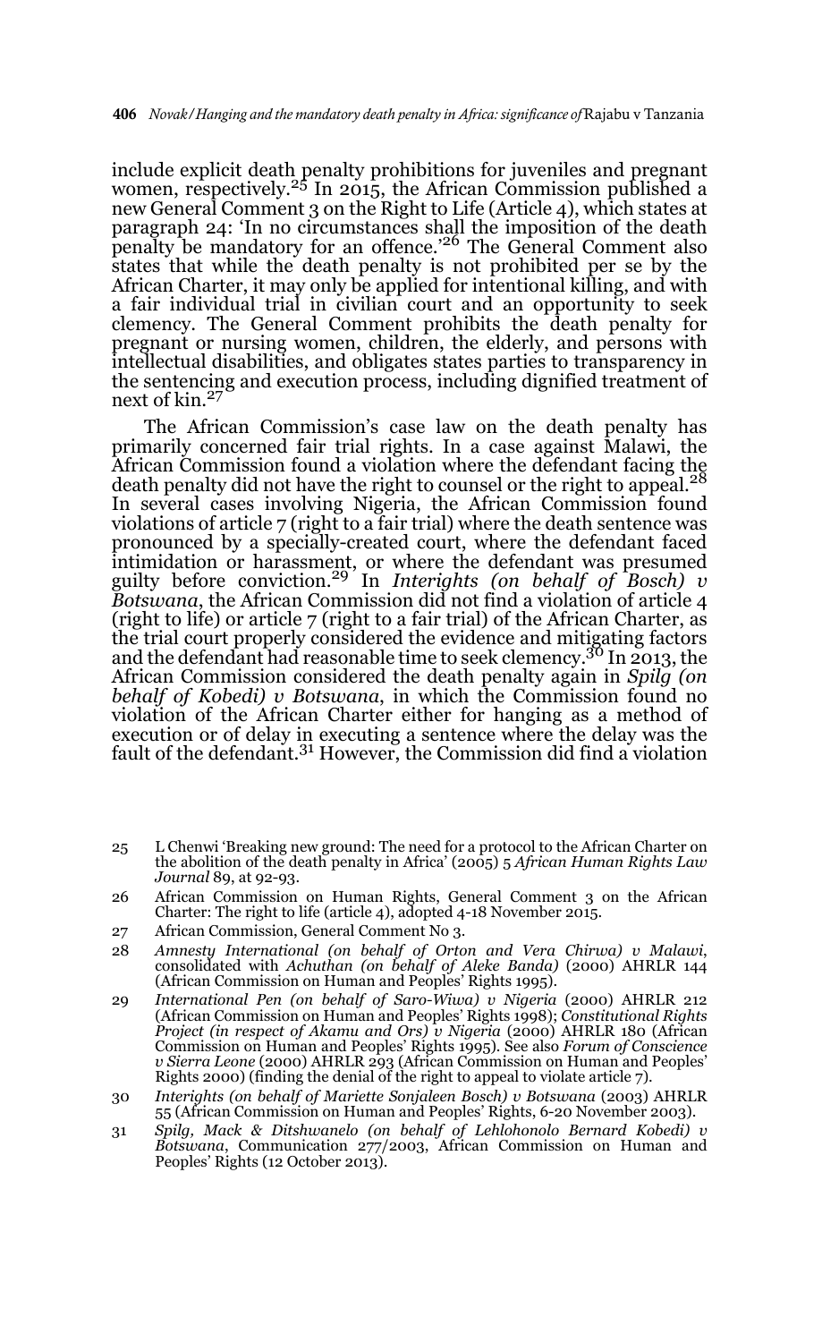include explicit death penalty prohibitions for juveniles and pregnant women, respectively.[25] In 2015, the African Commission published a new General Comment 3 on the Right to Life (Article 4), which states at paragraph 24: 'In no circumstances shall the imposition of the death penalty be mandatory for an offence.'[26] The General Comment also states that while the death penalty is not prohibited per se by the African Charter, it may only be applied for intentional killing, and with a fair individual trial in civilian court and an opportunity to seek clemency. The General Comment prohibits the death penalty for pregnant or nursing women, children, the elderly, and persons with intellectual disabilities, and obligates states parties to transparency in the sentencing and execution process, including dignified treatment of next of kin.[27]

The African Commission's case law on the death penalty has primarily concerned fair trial rights. In a case against Malawi, the African Commission found a violation where the defendant facing the death penalty did not have the right to counsel or the right to appeal.[28] In several cases involving Nigeria, the African Commission found violations of article 7 (right to a fair trial) where the death sentence was pronounced by a specially-created court, where the defendant faced intimidation or harassment, or where the defendant was presumed guilty before conviction.[29] In *Interights (on behalf of Bosch) v Botswana*, the African Commission did not find a violation of article 4 (right to life) or article 7 (right to a fair trial) of the African Charter, as the trial court properly considered the evidence and mitigating factors and the defendant had reasonable time to seek clemency.[30] In 2013, the African Commission considered the death penalty again in *Spilg (on behalf of Kobedi) v Botswana*, in which the Commission found no violation of the African Charter either for hanging as a method of execution or of delay in executing a sentence where the delay was the fault of the defendant.[31] However, the Commission did find a violation

---

25 L Chenwi 'Breaking new ground: The need for a protocol to the African Charter on the abolition of the death penalty in Africa' (2005) 5 *African Human Rights Law Journal* 89, at 92-93.

26 African Commission on Human Rights, General Comment 3 on the African Charter: The right to life (article 4), adopted 4-18 November 2015.

27 African Commission, General Comment No 3.

28 *Amnesty International (on behalf of Orton and Vera Chirwa) v Malawi*, consolidated with *Achuthan (on behalf of Aleke Banda)* (2000) AHRLR 144 (African Commission on Human and Peoples' Rights 1995).

29 *International Pen (on behalf of Saro-Wiwa) v Nigeria* (2000) AHRLR 212 (African Commission on Human and Peoples' Rights 1998); *Constitutional Rights Project (in respect of Akamu and Ors) v Nigeria* (2000) AHRLR 180 (African Commission on Human and Peoples' Rights 1995). See also *Forum of Conscience v Sierra Leone* (2000) AHRLR 293 (African Commission on Human and Peoples' Rights 2000) (finding the denial of the right to appeal to violate article 7).

30 *Interights (on behalf of Mariette Sonjaleen Bosch) v Botswana* (2003) AHRLR 55 (African Commission on Human and Peoples' Rights, 6-20 November 2003).

31 *Spilg, Mack & Ditshwanelo (on behalf of Lehlohonolo Bernard Kobedi) v Botswana*, Communication 277/2003, African Commission on Human and Peoples' Rights (12 October 2013).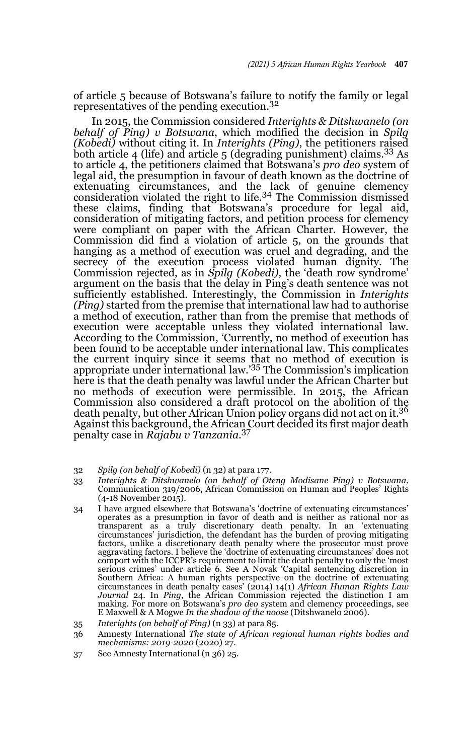of article 5 because of Botswana's failure to notify the family or legal representatives of the pending execution.[32]

In 2015, the Commission considered *Interights & Ditshwanelo (on behalf of Ping) v Botswana*, which modified the decision in *Spilg (Kobedi)* without citing it. In *Interights (Ping)*, the petitioners raised both article 4 (life) and article 5 (degrading punishment) claims.[33] As to article 4, the petitioners claimed that Botswana's *pro deo* system of legal aid, the presumption in favour of death known as the doctrine of extenuating circumstances, and the lack of genuine clemency consideration violated the right to life.[34] The Commission dismissed these claims, finding that Botswana's procedure for legal aid, consideration of mitigating factors, and petition process for clemency were compliant on paper with the African Charter. However, the Commission did find a violation of article 5, on the grounds that hanging as a method of execution was cruel and degrading, and the secrecy of the execution process violated human dignity. The Commission rejected, as in *Spilg (Kobedi)*, the 'death row syndrome' argument on the basis that the delay in Ping's death sentence was not sufficiently established. Interestingly, the Commission in *Interights (Ping)* started from the premise that international law had to authorise a method of execution, rather than from the premise that methods of execution were acceptable unless they violated international law. According to the Commission, 'Currently, no method of execution has been found to be acceptable under international law. This complicates the current inquiry since it seems that no method of execution is appropriate under international law.'[35] The Commission's implication here is that the death penalty was lawful under the African Charter but no methods of execution were permissible. In 2015, the African Commission also considered a draft protocol on the abolition of the death penalty, but other African Union policy organs did not act on it.[36] Against this background, the African Court decided its first major death penalty case in *Rajabu v Tanzania*.[37]

32 *Spilg (on behalf of Kobedi)* (n 32) at para 177.

33 *Interights & Ditshwanelo (on behalf of Oteng Modisane Ping) v Botswana*, Communication 319/2006, African Commission on Human and Peoples' Rights (4-18 November 2015).

34 I have argued elsewhere that Botswana's 'doctrine of extenuating circumstances' operates as a presumption in favor of death and is neither as rational nor as transparent as a truly discretionary death penalty. In an 'extenuating circumstances' jurisdiction, the defendant has the burden of proving mitigating factors, unlike a discretionary death penalty where the prosecutor must prove aggravating factors. I believe the 'doctrine of extenuating circumstances' does not comport with the ICCPR's requirement to limit the death penalty to only the 'most serious crimes' under article 6. See A Novak 'Capital sentencing discretion in Southern Africa: A human rights perspective on the doctrine of extenuating circumstances in death penalty cases' (2014) 14(1) *African Human Rights Law Journal* 24. In *Ping*, the African Commission rejected the distinction I am making. For more on Botswana's *pro deo* system and clemency proceedings, see E Maxwell & A Mogwe *In the shadow of the noose* (Ditshwanelo 2006).

35 *Interights (on behalf of Ping)* (n 33) at para 85.

36 Amnesty International *The state of African regional human rights bodies and mechanisms: 2019-2020* (2020) 27.

37 See Amnesty International (n 36) 25.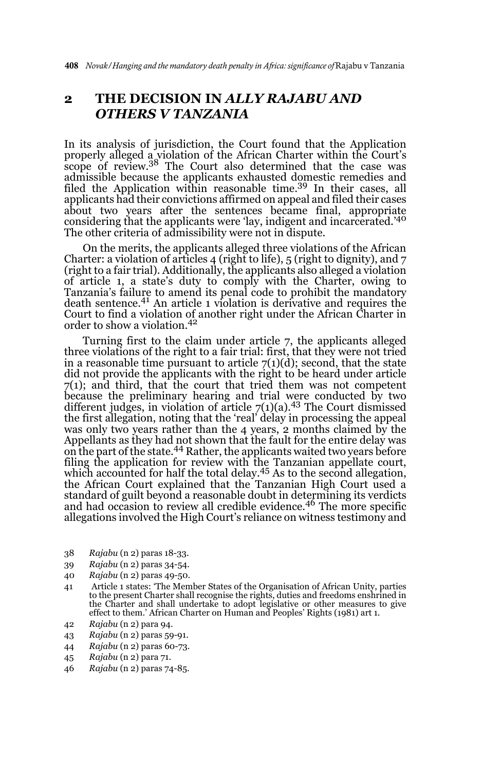## 2 THE DECISION IN *ALLY RAJABU AND OTHERS V TANZANIA*

In its analysis of jurisdiction, the Court found that the Application properly alleged a violation of the African Charter within the Court's scope of review.[38] The Court also determined that the case was admissible because the applicants exhausted domestic remedies and filed the Application within reasonable time.[39] In their cases, all applicants had their convictions affirmed on appeal and filed their cases about two years after the sentences became final, appropriate considering that the applicants were 'lay, indigent and incarcerated.'[40] The other criteria of admissibility were not in dispute.

On the merits, the applicants alleged three violations of the African Charter: a violation of articles 4 (right to life), 5 (right to dignity), and 7 (right to a fair trial). Additionally, the applicants also alleged a violation of article 1, a state's duty to comply with the Charter, owing to Tanzania's failure to amend its penal code to prohibit the mandatory death sentence.[41] An article 1 violation is derivative and requires the Court to find a violation of another right under the African Charter in order to show a violation.[42]

Turning first to the claim under article 7, the applicants alleged three violations of the right to a fair trial: first, that they were not tried in a reasonable time pursuant to article 7(1)(d); second, that the state did not provide the applicants with the right to be heard under article 7(1); and third, that the court that tried them was not competent because the preliminary hearing and trial were conducted by two different judges, in violation of article 7(1)(a).[43] The Court dismissed the first allegation, noting that the 'real' delay in processing the appeal was only two years rather than the 4 years, 2 months claimed by the Appellants as they had not shown that the fault for the entire delay was on the part of the state.[44] Rather, the applicants waited two years before filing the application for review with the Tanzanian appellate court, which accounted for half the total delay.[45] As to the second allegation, the African Court explained that the Tanzanian High Court used a standard of guilt beyond a reasonable doubt in determining its verdicts and had occasion to review all credible evidence.[46] The more specific allegations involved the High Court's reliance on witness testimony and

38 *Rajabu* (n 2) paras 18-33.

39 *Rajabu* (n 2) paras 34-54.

40 *Rajabu* (n 2) paras 49-50.

41 Article 1 states: 'The Member States of the Organisation of African Unity, parties to the present Charter shall recognise the rights, duties and freedoms enshrined in the Charter and shall undertake to adopt legislative or other measures to give effect to them.' African Charter on Human and Peoples' Rights (1981) art 1.

42 *Rajabu* (n 2) para 94.

43 *Rajabu* (n 2) paras 59-91.

44 *Rajabu* (n 2) paras 60-73.

45 *Rajabu* (n 2) para 71.

46 *Rajabu* (n 2) paras 74-85.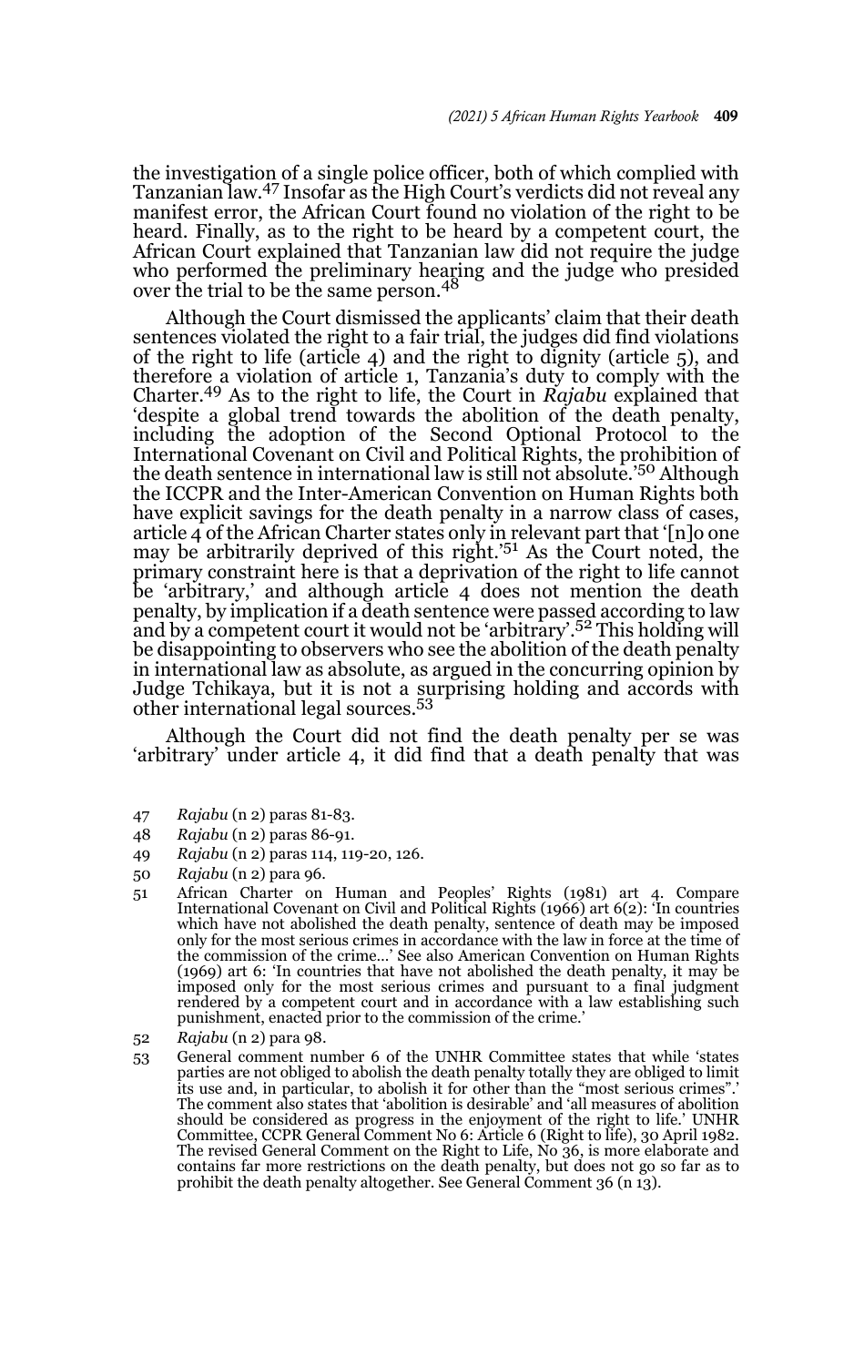the investigation of a single police officer, both of which complied with Tanzanian law.[47] Insofar as the High Court's verdicts did not reveal any manifest error, the African Court found no violation of the right to be heard. Finally, as to the right to be heard by a competent court, the African Court explained that Tanzanian law did not require the judge who performed the preliminary hearing and the judge who presided over the trial to be the same person.[48]

Although the Court dismissed the applicants' claim that their death sentences violated the right to a fair trial, the judges did find violations of the right to life (article 4) and the right to dignity (article 5), and therefore a violation of article 1, Tanzania's duty to comply with the Charter.[49] As to the right to life, the Court in *Rajabu* explained that 'despite a global trend towards the abolition of the death penalty, including the adoption of the Second Optional Protocol to the International Covenant on Civil and Political Rights, the prohibition of the death sentence in international law is still not absolute.'[50] Although the ICCPR and the Inter-American Convention on Human Rights both have explicit savings for the death penalty in a narrow class of cases, article 4 of the African Charter states only in relevant part that '[n]o one may be arbitrarily deprived of this right.'[51] As the Court noted, the primary constraint here is that a deprivation of the right to life cannot be 'arbitrary,' and although article 4 does not mention the death penalty, by implication if a death sentence were passed according to law and by a competent court it would not be 'arbitrary'.[52] This holding will be disappointing to observers who see the abolition of the death penalty in international law as absolute, as argued in the concurring opinion by Judge Tchikaya, but it is not a surprising holding and accords with other international legal sources.[53]

Although the Court did not find the death penalty per se was 'arbitrary' under article 4, it did find that a death penalty that was

47 *Rajabu* (n 2) paras 81-83.

48 *Rajabu* (n 2) paras 86-91.

49 *Rajabu* (n 2) paras 114, 119-20, 126.

50 *Rajabu* (n 2) para 96.

51 African Charter on Human and Peoples' Rights (1981) art 4. Compare International Covenant on Civil and Political Rights (1966) art 6(2): 'In countries which have not abolished the death penalty, sentence of death may be imposed only for the most serious crimes in accordance with the law in force at the time of the commission of the crime…' See also American Convention on Human Rights (1969) art 6: 'In countries that have not abolished the death penalty, it may be imposed only for the most serious crimes and pursuant to a final judgment rendered by a competent court and in accordance with a law establishing such punishment, enacted prior to the commission of the crime.'

52 *Rajabu* (n 2) para 98.

53 General comment number 6 of the UNHR Committee states that while 'states parties are not obliged to abolish the death penalty totally they are obliged to limit its use and, in particular, to abolish it for other than the "most serious crimes".' The comment also states that 'abolition is desirable' and 'all measures of abolition should be considered as progress in the enjoyment of the right to life.' UNHR Committee, CCPR General Comment No 6: Article 6 (Right to life), 30 April 1982. The revised General Comment on the Right to Life, No 36, is more elaborate and contains far more restrictions on the death penalty, but does not go so far as to prohibit the death penalty altogether. See General Comment 36 (n 13).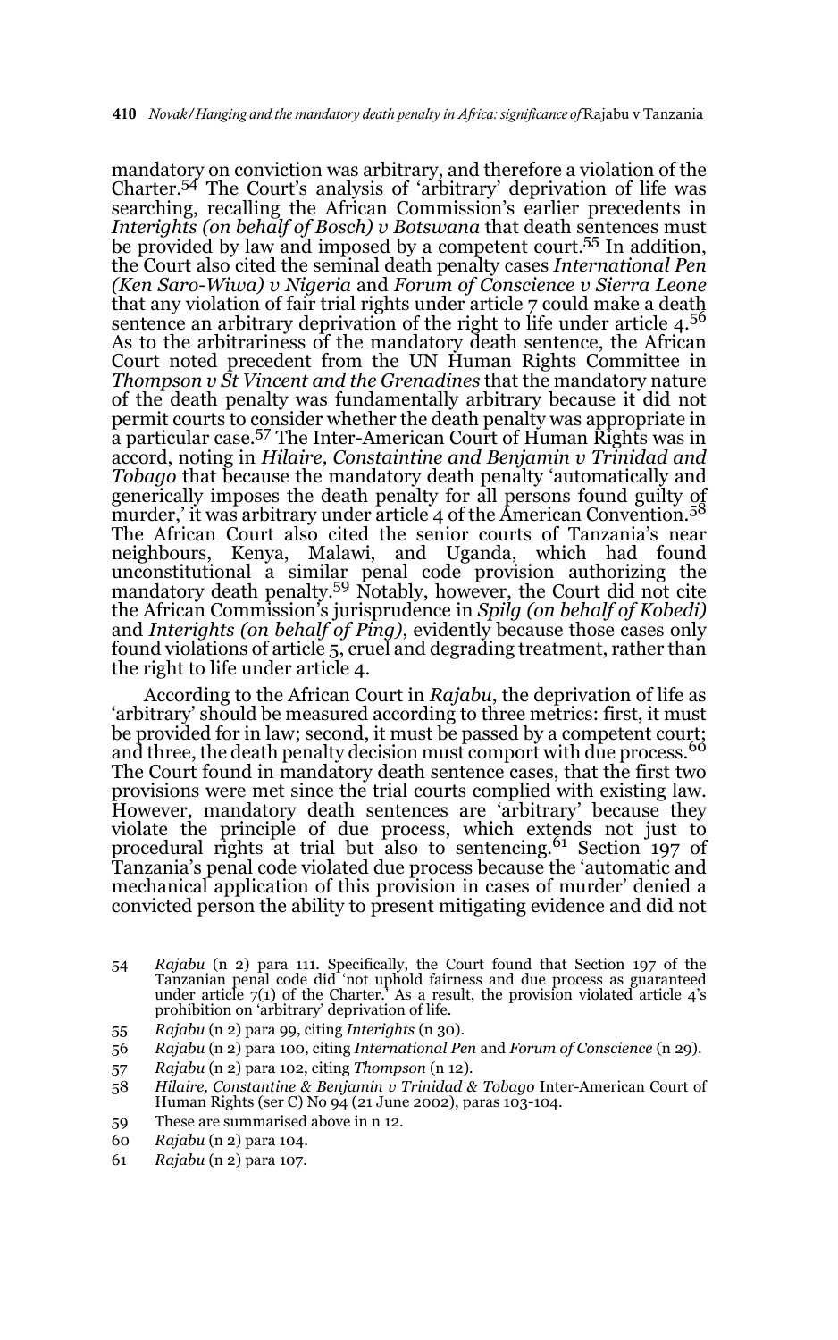mandatory on conviction was arbitrary, and therefore a violation of the Charter.[54] The Court's analysis of 'arbitrary' deprivation of life was searching, recalling the African Commission's earlier precedents in *Interights (on behalf of Bosch) v Botswana* that death sentences must be provided by law and imposed by a competent court.[55] In addition, the Court also cited the seminal death penalty cases *International Pen (Ken Saro-Wiwa) v Nigeria* and *Forum of Conscience v Sierra Leone* that any violation of fair trial rights under article 7 could make a death sentence an arbitrary deprivation of the right to life under article 4.[56] As to the arbitrariness of the mandatory death sentence, the African Court noted precedent from the UN Human Rights Committee in *Thompson v St Vincent and the Grenadines* that the mandatory nature of the death penalty was fundamentally arbitrary because it did not permit courts to consider whether the death penalty was appropriate in a particular case.[57] The Inter-American Court of Human Rights was in accord, noting in *Hilaire, Constaintine and Benjamin v Trinidad and Tobago* that because the mandatory death penalty 'automatically and generically imposes the death penalty for all persons found guilty of murder,' it was arbitrary under article 4 of the American Convention.[58] The African Court also cited the senior courts of Tanzania's near neighbours, Kenya, Malawi, and Uganda, which had found unconstitutional a similar penal code provision authorizing the mandatory death penalty.[59] Notably, however, the Court did not cite the African Commission's jurisprudence in *Spilg (on behalf of Kobedi)* and *Interights (on behalf of Ping)*, evidently because those cases only found violations of article 5, cruel and degrading treatment, rather than the right to life under article 4.

According to the African Court in *Rajabu*, the deprivation of life as 'arbitrary' should be measured according to three metrics: first, it must be provided for in law; second, it must be passed by a competent court; and three, the death penalty decision must comport with due process.[60] The Court found in mandatory death sentence cases, that the first two provisions were met since the trial courts complied with existing law. However, mandatory death sentences are 'arbitrary' because they violate the principle of due process, which extends not just to procedural rights at trial but also to sentencing.[61] Section 197 of Tanzania's penal code violated due process because the 'automatic and mechanical application of this provision in cases of murder' denied a convicted person the ability to present mitigating evidence and did not

54 *Rajabu* (n 2) para 111. Specifically, the Court found that Section 197 of the Tanzanian penal code did 'not uphold fairness and due process as guaranteed under article 7(1) of the Charter.' As a result, the provision violated article 4's prohibition on 'arbitrary' deprivation of life.

55 *Rajabu* (n 2) para 99, citing *Interights* (n 30).

56 *Rajabu* (n 2) para 100, citing *International Pen* and *Forum of Conscience* (n 29).

57 *Rajabu* (n 2) para 102, citing *Thompson* (n 12).

58 *Hilaire, Constantine & Benjamin v Trinidad & Tobago* Inter-American Court of Human Rights (ser C) No 94 (21 June 2002), paras 103-104.

59 These are summarised above in n 12.

60 *Rajabu* (n 2) para 104.

61 *Rajabu* (n 2) para 107.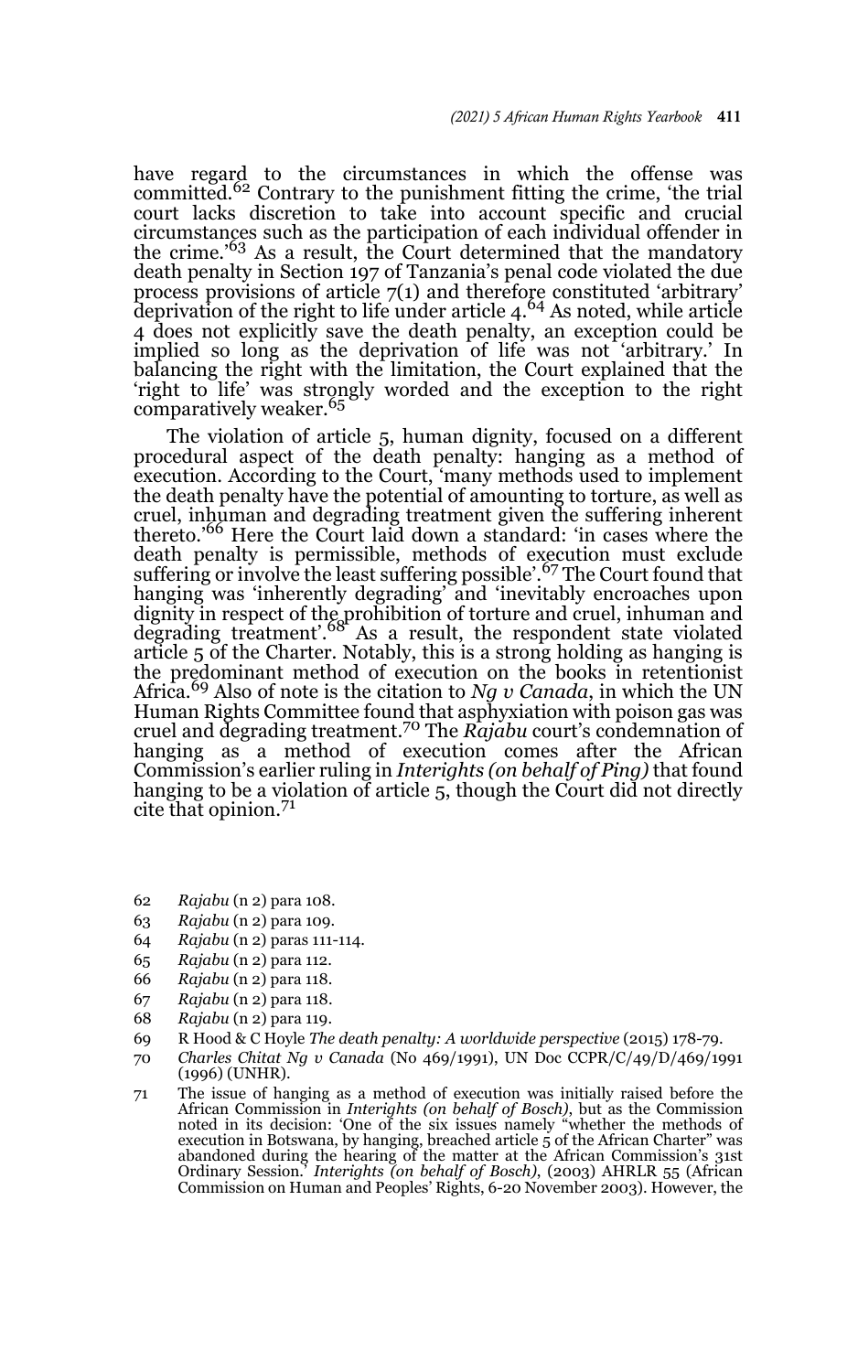have regard to the circumstances in which the offense was committed.[62] Contrary to the punishment fitting the crime, 'the trial court lacks discretion to take into account specific and crucial circumstances such as the participation of each individual offender in the crime.'[63] As a result, the Court determined that the mandatory death penalty in Section 197 of Tanzania's penal code violated the due process provisions of article 7(1) and therefore constituted 'arbitrary' deprivation of the right to life under article 4.[64] As noted, while article 4 does not explicitly save the death penalty, an exception could be implied so long as the deprivation of life was not 'arbitrary.' In balancing the right with the limitation, the Court explained that the 'right to life' was strongly worded and the exception to the right comparatively weaker.[65]

The violation of article 5, human dignity, focused on a different procedural aspect of the death penalty: hanging as a method of execution. According to the Court, 'many methods used to implement the death penalty have the potential of amounting to torture, as well as cruel, inhuman and degrading treatment given the suffering inherent thereto.'[66] Here the Court laid down a standard: 'in cases where the death penalty is permissible, methods of execution must exclude suffering or involve the least suffering possible'.[67] The Court found that hanging was 'inherently degrading' and 'inevitably encroaches upon dignity in respect of the prohibition of torture and cruel, inhuman and degrading treatment'.[68] As a result, the respondent state violated article 5 of the Charter. Notably, this is a strong holding as hanging is the predominant method of execution on the books in retentionist Africa.[69] Also of note is the citation to *Ng v Canada*, in which the UN Human Rights Committee found that asphyxiation with poison gas was cruel and degrading treatment.[70] The *Rajabu* court's condemnation of hanging as a method of execution comes after the African Commission's earlier ruling in *Interights (on behalf of Ping)* that found hanging to be a violation of article 5, though the Court did not directly cite that opinion.[71]

62 *Rajabu* (n 2) para 108.

63 *Rajabu* (n 2) para 109.

64 *Rajabu* (n 2) paras 111-114.

65 *Rajabu* (n 2) para 112.

66 *Rajabu* (n 2) para 118.

67 *Rajabu* (n 2) para 118.

68 *Rajabu* (n 2) para 119.

69 R Hood & C Hoyle *The death penalty: A worldwide perspective* (2015) 178-79.

70 *Charles Chitat Ng v Canada* (No 469/1991), UN Doc CCPR/C/49/D/469/1991 (1996) (UNHR).

71 The issue of hanging as a method of execution was initially raised before the African Commission in *Interights (on behalf of Bosch)*, but as the Commission noted in its decision: 'One of the six issues namely "whether the methods of execution in Botswana, by hanging, breached article 5 of the African Charter" was abandoned during the hearing of the matter at the African Commission's 31st Ordinary Session.' *Interights (on behalf of Bosch)*, (2003) AHRLR 55 (African Commission on Human and Peoples' Rights, 6-20 November 2003). However, the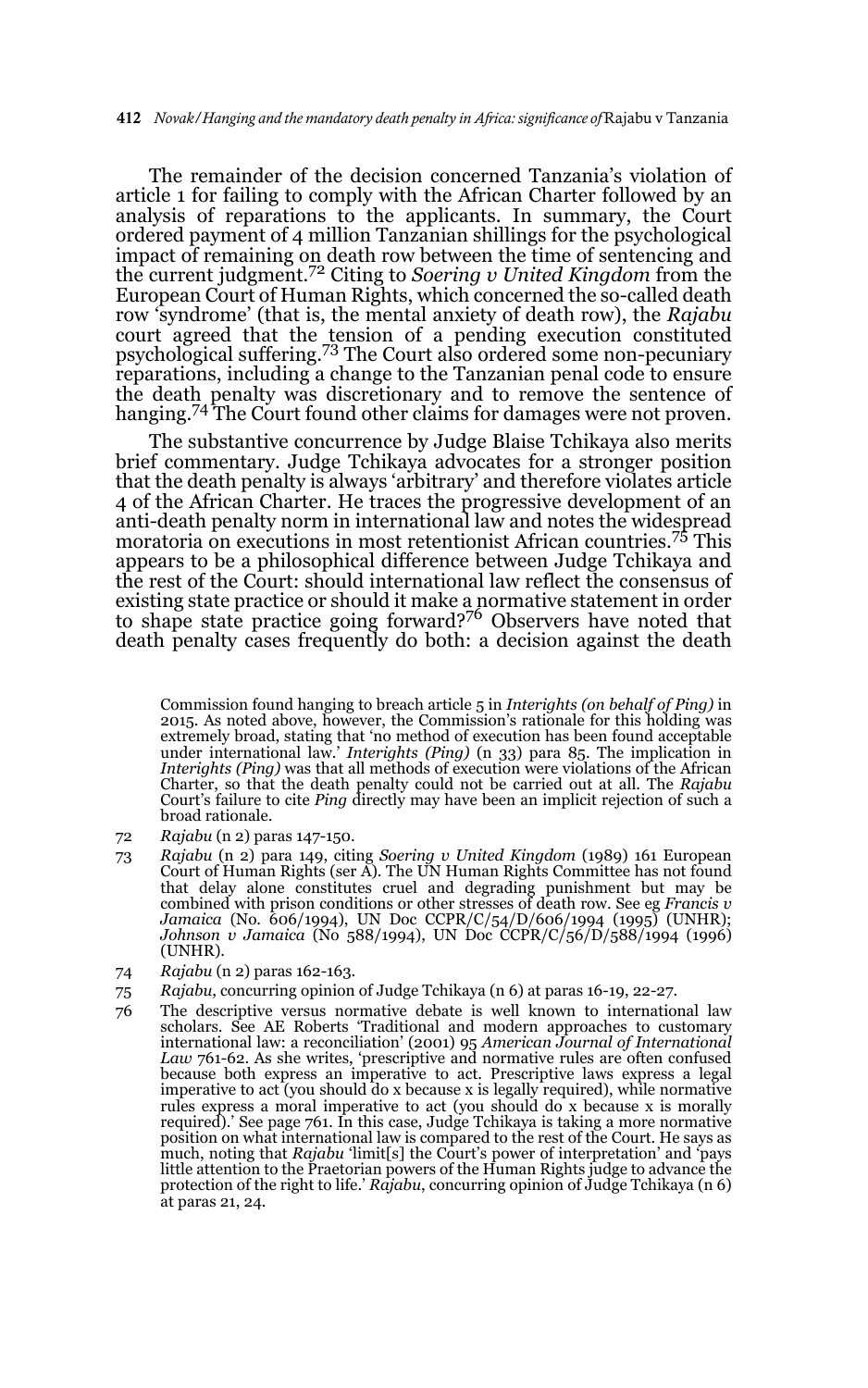The remainder of the decision concerned Tanzania's violation of article 1 for failing to comply with the African Charter followed by an analysis of reparations to the applicants. In summary, the Court ordered payment of 4 million Tanzanian shillings for the psychological impact of remaining on death row between the time of sentencing and the current judgment.[72] Citing to *Soering v United Kingdom* from the European Court of Human Rights, which concerned the so-called death row 'syndrome' (that is, the mental anxiety of death row), the *Rajabu* court agreed that the tension of a pending execution constituted psychological suffering.[73] The Court also ordered some non-pecuniary reparations, including a change to the Tanzanian penal code to ensure the death penalty was discretionary and to remove the sentence of hanging.[74] The Court found other claims for damages were not proven.

The substantive concurrence by Judge Blaise Tchikaya also merits brief commentary. Judge Tchikaya advocates for a stronger position that the death penalty is always 'arbitrary' and therefore violates article 4 of the African Charter. He traces the progressive development of an anti-death penalty norm in international law and notes the widespread moratoria on executions in most retentionist African countries.[75] This appears to be a philosophical difference between Judge Tchikaya and the rest of the Court: should international law reflect the consensus of existing state practice or should it make a normative statement in order to shape state practice going forward?[76] Observers have noted that death penalty cases frequently do both: a decision against the death

Commission found hanging to breach article 5 in *Interights (on behalf of Ping)* in 2015. As noted above, however, the Commission's rationale for this holding was extremely broad, stating that 'no method of execution has been found acceptable under international law.' *Interights (Ping)* (n 33) para 85. The implication in *Interights (Ping)* was that all methods of execution were violations of the African Charter, so that the death penalty could not be carried out at all. The *Rajabu* Court's failure to cite *Ping* directly may have been an implicit rejection of such a broad rationale.

72 *Rajabu* (n 2) paras 147-150.

73 *Rajabu* (n 2) para 149, citing *Soering v United Kingdom* (1989) 161 European Court of Human Rights (ser A). The UN Human Rights Committee has not found that delay alone constitutes cruel and degrading punishment but may be combined with prison conditions or other stresses of death row. See eg *Francis v Jamaica* (No. 606/1994), UN Doc CCPR/C/54/D/606/1994 (1995) (UNHR); *Johnson v Jamaica* (No 588/1994), UN Doc CCPR/C/56/D/588/1994 (1996) (UNHR).

74 *Rajabu* (n 2) paras 162-163.

75 *Rajabu*, concurring opinion of Judge Tchikaya (n 6) at paras 16-19, 22-27.

76 The descriptive versus normative debate is well known to international law scholars. See AE Roberts 'Traditional and modern approaches to customary international law: a reconciliation' (2001) 95 *American Journal of International Law* 761-62. As she writes, 'prescriptive and normative rules are often confused because both express an imperative to act. Prescriptive laws express a legal imperative to act (you should do x because x is legally required), while normative rules express a moral imperative to act (you should do x because x is morally required).' See page 761. In this case, Judge Tchikaya is taking a more normative position on what international law is compared to the rest of the Court. He says as much, noting that *Rajabu* 'limit[s] the Court's power of interpretation' and 'pays little attention to the Praetorian powers of the Human Rights judge to advance the protection of the right to life.' *Rajabu*, concurring opinion of Judge Tchikaya (n 6) at paras 21, 24.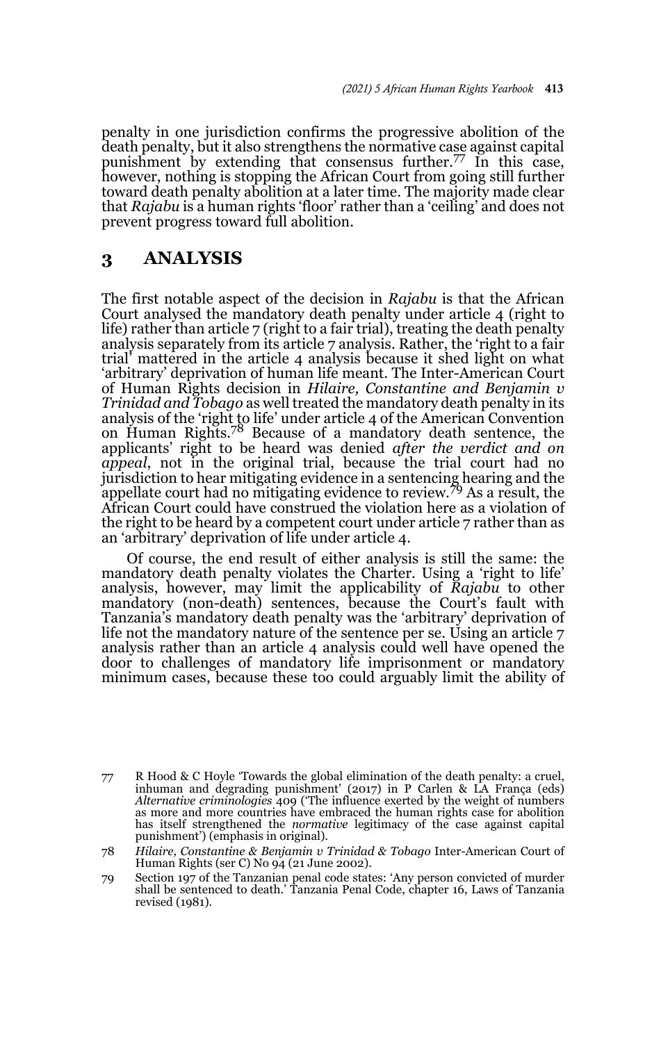penalty in one jurisdiction confirms the progressive abolition of the death penalty, but it also strengthens the normative case against capital punishment by extending that consensus further.[77] In this case, however, nothing is stopping the African Court from going still further toward death penalty abolition at a later time. The majority made clear that *Rajabu* is a human rights 'floor' rather than a 'ceiling' and does not prevent progress toward full abolition.

## 3 ANALYSIS

The first notable aspect of the decision in *Rajabu* is that the African Court analysed the mandatory death penalty under article 4 (right to life) rather than article 7 (right to a fair trial), treating the death penalty analysis separately from its article 7 analysis. Rather, the 'right to a fair trial' mattered in the article 4 analysis because it shed light on what 'arbitrary' deprivation of human life meant. The Inter-American Court of Human Rights decision in *Hilaire, Constantine and Benjamin v Trinidad and Tobago* as well treated the mandatory death penalty in its analysis of the 'right to life' under article 4 of the American Convention on Human Rights.[78] Because of a mandatory death sentence, the applicants' right to be heard was denied *after the verdict and on appeal*, not in the original trial, because the trial court had no jurisdiction to hear mitigating evidence in a sentencing hearing and the appellate court had no mitigating evidence to review.[79] As a result, the African Court could have construed the violation here as a violation of the right to be heard by a competent court under article 7 rather than as an 'arbitrary' deprivation of life under article 4.

Of course, the end result of either analysis is still the same: the mandatory death penalty violates the Charter. Using a 'right to life' analysis, however, may limit the applicability of *Rajabu* to other mandatory (non-death) sentences, because the Court's fault with Tanzania's mandatory death penalty was the 'arbitrary' deprivation of life not the mandatory nature of the sentence per se. Using an article 7 analysis rather than an article 4 analysis could well have opened the door to challenges of mandatory life imprisonment or mandatory minimum cases, because these too could arguably limit the ability of

---

77 R Hood & C Hoyle 'Towards the global elimination of the death penalty: a cruel, inhuman and degrading punishment' (2017) in P Carlen & LA França (eds) *Alternative criminologies* 409 ('The influence exerted by the weight of numbers as more and more countries have embraced the human rights case for abolition has itself strengthened the *normative* legitimacy of the case against capital punishment') (emphasis in original).

78 *Hilaire, Constantine & Benjamin v Trinidad & Tobago* Inter-American Court of Human Rights (ser C) No 94 (21 June 2002).

79 Section 197 of the Tanzanian penal code states: 'Any person convicted of murder shall be sentenced to death.' Tanzania Penal Code, chapter 16, Laws of Tanzania revised (1981).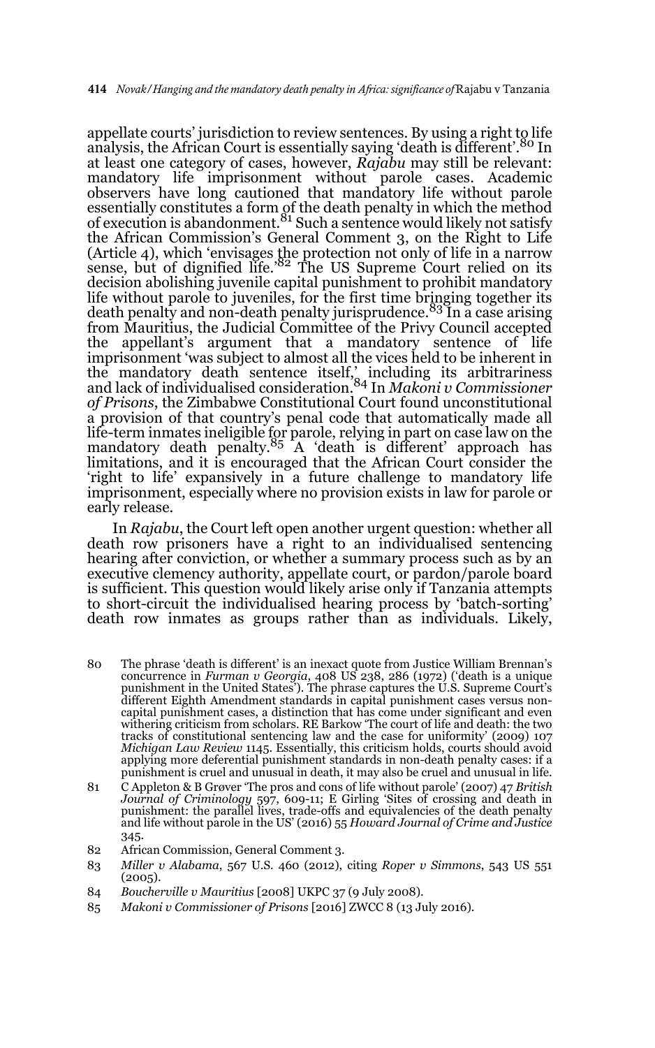appellate courts' jurisdiction to review sentences. By using a right to life analysis, the African Court is essentially saying 'death is different'.[80] In at least one category of cases, however, *Rajabu* may still be relevant: mandatory life imprisonment without parole cases. Academic observers have long cautioned that mandatory life without parole essentially constitutes a form of the death penalty in which the method of execution is abandonment.[81] Such a sentence would likely not satisfy the African Commission's General Comment 3, on the Right to Life (Article 4), which 'envisages the protection not only of life in a narrow sense, but of dignified life.'[82] The US Supreme Court relied on its decision abolishing juvenile capital punishment to prohibit mandatory life without parole to juveniles, for the first time bringing together its death penalty and non-death penalty jurisprudence.[83] In a case arising from Mauritius, the Judicial Committee of the Privy Council accepted the appellant's argument that a mandatory sentence of life imprisonment 'was subject to almost all the vices held to be inherent in the mandatory death sentence itself,' including its arbitrariness and lack of individualised consideration.[84] In *Makoni v Commissioner of Prisons*, the Zimbabwe Constitutional Court found unconstitutional a provision of that country's penal code that automatically made all life-term inmates ineligible for parole, relying in part on case law on the mandatory death penalty.[85] A 'death is different' approach has limitations, and it is encouraged that the African Court consider the 'right to life' expansively in a future challenge to mandatory life imprisonment, especially where no provision exists in law for parole or early release.

In *Rajabu*, the Court left open another urgent question: whether all death row prisoners have a right to an individualised sentencing hearing after conviction, or whether a summary process such as by an executive clemency authority, appellate court, or pardon/parole board is sufficient. This question would likely arise only if Tanzania attempts to short-circuit the individualised hearing process by 'batch-sorting' death row inmates as groups rather than as individuals. Likely,

---

80 The phrase 'death is different' is an inexact quote from Justice William Brennan's concurrence in *Furman v Georgia*, 408 US 238, 286 (1972) ('death is a unique punishment in the United States'). The phrase captures the U.S. Supreme Court's different Eighth Amendment standards in capital punishment cases versus non-capital punishment cases, a distinction that has come under significant and even withering criticism from scholars. RE Barkow 'The court of life and death: the two tracks of constitutional sentencing law and the case for uniformity' (2009) 107 *Michigan Law Review* 1145. Essentially, this criticism holds, courts should avoid applying more deferential punishment standards in non-death penalty cases: if a punishment is cruel and unusual in death, it may also be cruel and unusual in life.

81 C Appleton & B Grøver 'The pros and cons of life without parole' (2007) 47 *British Journal of Criminology* 597, 609-11; E Girling 'Sites of crossing and death in punishment: the parallel lives, trade-offs and equivalencies of the death penalty and life without parole in the US' (2016) 55 *Howard Journal of Crime and Justice* 345.

82 African Commission, General Comment 3.

83 *Miller v Alabama*, 567 U.S. 460 (2012), citing *Roper v Simmons*, 543 US 551 (2005).

84 *Boucherville v Mauritius* [2008] UKPC 37 (9 July 2008).

85 *Makoni v Commissioner of Prisons* [2016] ZWCC 8 (13 July 2016).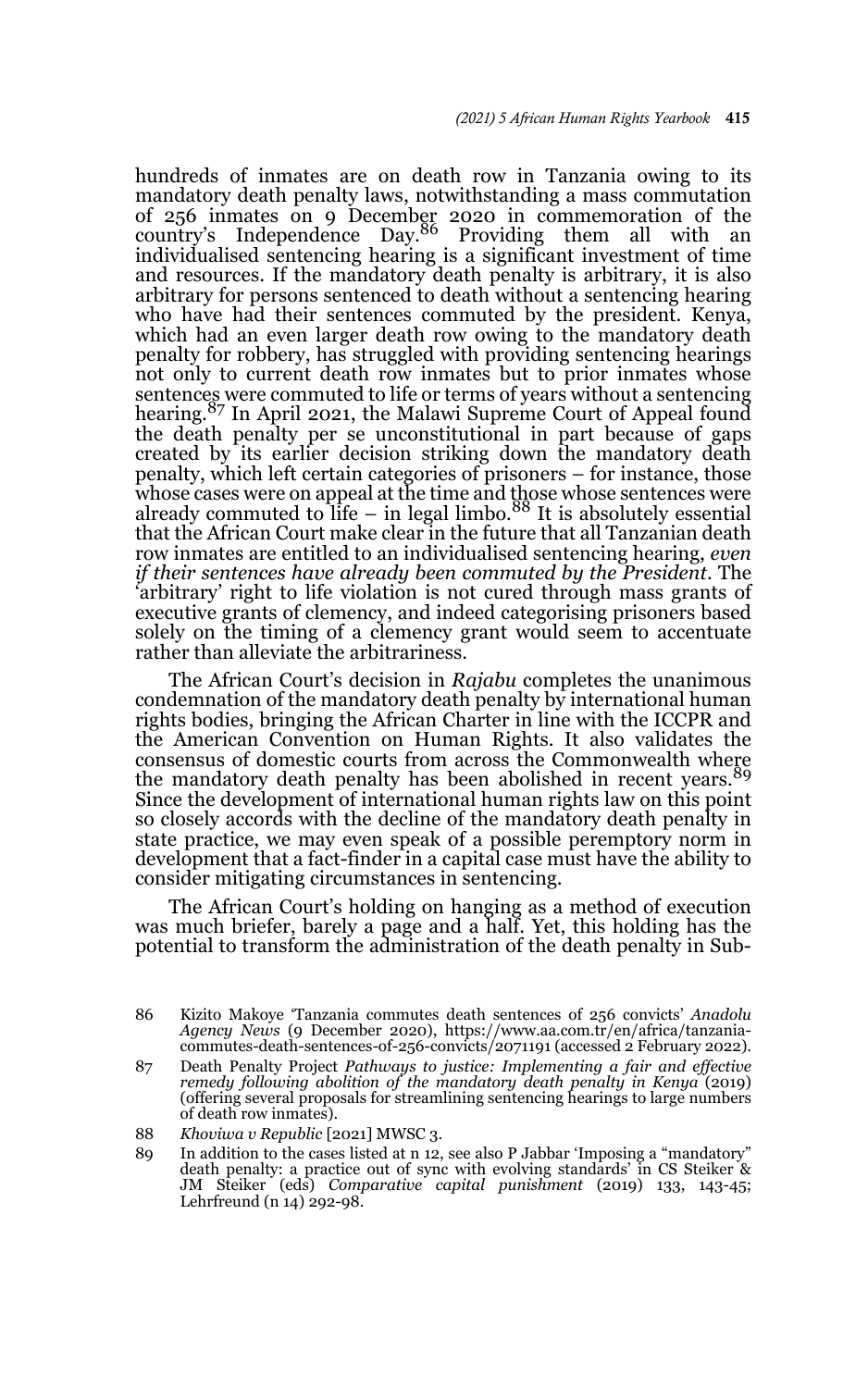hundreds of inmates are on death row in Tanzania owing to its mandatory death penalty laws, notwithstanding a mass commutation of 256 inmates on 9 December 2020 in commemoration of the country's Independence Day.[86] Providing them all with an individualised sentencing hearing is a significant investment of time and resources. If the mandatory death penalty is arbitrary, it is also arbitrary for persons sentenced to death without a sentencing hearing who have had their sentences commuted by the president. Kenya, which had an even larger death row owing to the mandatory death penalty for robbery, has struggled with providing sentencing hearings not only to current death row inmates but to prior inmates whose sentences were commuted to life or terms of years without a sentencing hearing.[87] In April 2021, the Malawi Supreme Court of Appeal found the death penalty per se unconstitutional in part because of gaps created by its earlier decision striking down the mandatory death penalty, which left certain categories of prisoners – for instance, those whose cases were on appeal at the time and those whose sentences were already commuted to life – in legal limbo.[88] It is absolutely essential that the African Court make clear in the future that all Tanzanian death row inmates are entitled to an individualised sentencing hearing, *even if their sentences have already been commuted by the President*. The 'arbitrary' right to life violation is not cured through mass grants of executive grants of clemency, and indeed categorising prisoners based solely on the timing of a clemency grant would seem to accentuate rather than alleviate the arbitrariness.

The African Court's decision in *Rajabu* completes the unanimous condemnation of the mandatory death penalty by international human rights bodies, bringing the African Charter in line with the ICCPR and the American Convention on Human Rights. It also validates the consensus of domestic courts from across the Commonwealth where the mandatory death penalty has been abolished in recent years.[89] Since the development of international human rights law on this point so closely accords with the decline of the mandatory death penalty in state practice, we may even speak of a possible peremptory norm in development that a fact-finder in a capital case must have the ability to consider mitigating circumstances in sentencing.

The African Court's holding on hanging as a method of execution was much briefer, barely a page and a half. Yet, this holding has the potential to transform the administration of the death penalty in Sub-

86 Kizito Makoye 'Tanzania commutes death sentences of 256 convicts' *Anadolu Agency News* (9 December 2020), https://www.aa.com.tr/en/africa/tanzania-commutes-death-sentences-of-256-convicts/2071191 (accessed 2 February 2022).

87 Death Penalty Project *Pathways to justice: Implementing a fair and effective remedy following abolition of the mandatory death penalty in Kenya* (2019) (offering several proposals for streamlining sentencing hearings to large numbers of death row inmates).

88 *Khoviwa v Republic* [2021] MWSC 3.

89 In addition to the cases listed at n 12, see also P Jabbar 'Imposing a "mandatory" death penalty: a practice out of sync with evolving standards' in CS Steiker & JM Steiker (eds) *Comparative capital punishment* (2019) 133, 143-45; Lehrfreund (n 14) 292-98.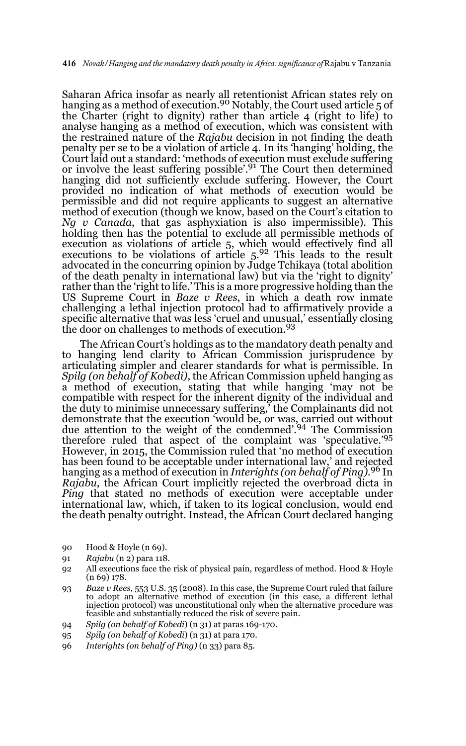Saharan Africa insofar as nearly all retentionist African states rely on hanging as a method of execution.[90] Notably, the Court used article 5 of the Charter (right to dignity) rather than article 4 (right to life) to analyse hanging as a method of execution, which was consistent with the restrained nature of the *Rajabu* decision in not finding the death penalty per se to be a violation of article 4. In its 'hanging' holding, the Court laid out a standard: 'methods of execution must exclude suffering or involve the least suffering possible'.[91] The Court then determined hanging did not sufficiently exclude suffering. However, the Court provided no indication of what methods of execution would be permissible and did not require applicants to suggest an alternative method of execution (though we know, based on the Court's citation to *Ng v Canada*, that gas asphyxiation is also impermissible). This holding then has the potential to exclude all permissible methods of execution as violations of article 5, which would effectively find all executions to be violations of article 5.[92] This leads to the result advocated in the concurring opinion by Judge Tchikaya (total abolition of the death penalty in international law) but via the 'right to dignity' rather than the 'right to life.' This is a more progressive holding than the US Supreme Court in *Baze v Rees*, in which a death row inmate challenging a lethal injection protocol had to affirmatively provide a specific alternative that was less 'cruel and unusual,' essentially closing the door on challenges to methods of execution.[93]

The African Court's holdings as to the mandatory death penalty and to hanging lend clarity to African Commission jurisprudence by articulating simpler and clearer standards for what is permissible. In *Spilg (on behalf of Kobedi)*, the African Commission upheld hanging as a method of execution, stating that while hanging 'may not be compatible with respect for the inherent dignity of the individual and the duty to minimise unnecessary suffering,' the Complainants did not demonstrate that the execution 'would be, or was, carried out without due attention to the weight of the condemned'.[94] The Commission therefore ruled that aspect of the complaint was 'speculative.'[95] However, in 2015, the Commission ruled that 'no method of execution has been found to be acceptable under international law,' and rejected hanging as a method of execution in *Interights (on behalf of Ping)*.[96] In *Rajabu*, the African Court implicitly rejected the overbroad dicta in *Ping* that stated no methods of execution were acceptable under international law, which, if taken to its logical conclusion, would end the death penalty outright. Instead, the African Court declared hanging

90 Hood & Hoyle (n 69).

91 *Rajabu* (n 2) para 118.

92 All executions face the risk of physical pain, regardless of method. Hood & Hoyle (n 69) 178.

93 *Baze v Rees*, 553 U.S. 35 (2008). In this case, the Supreme Court ruled that failure to adopt an alternative method of execution (in this case, a different lethal injection protocol) was unconstitutional only when the alternative procedure was feasible and substantially reduced the risk of severe pain.

94 *Spilg (on behalf of Kobedi)* (n 31) at paras 169-170.

95 *Spilg (on behalf of Kobedi)* (n 31) at para 170.

96 *Interights (on behalf of Ping)* (n 33) para 85.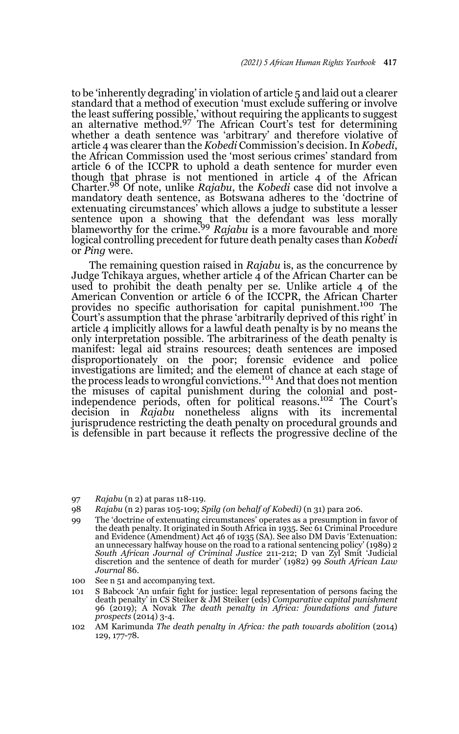to be 'inherently degrading' in violation of article 5 and laid out a clearer standard that a method of execution 'must exclude suffering or involve the least suffering possible,' without requiring the applicants to suggest an alternative method.[97] The African Court's test for determining whether a death sentence was 'arbitrary' and therefore violative of article 4 was clearer than the *Kobedi* Commission's decision. In *Kobedi*, the African Commission used the 'most serious crimes' standard from article 6 of the ICCPR to uphold a death sentence for murder even though that phrase is not mentioned in article 4 of the African Charter.[98] Of note, unlike *Rajabu*, the *Kobedi* case did not involve a mandatory death sentence, as Botswana adheres to the 'doctrine of extenuating circumstances' which allows a judge to substitute a lesser sentence upon a showing that the defendant was less morally blameworthy for the crime.[99] *Rajabu* is a more favourable and more logical controlling precedent for future death penalty cases than *Kobedi* or *Ping* were.

The remaining question raised in *Rajabu* is, as the concurrence by Judge Tchikaya argues, whether article 4 of the African Charter can be used to prohibit the death penalty per se. Unlike article 4 of the American Convention or article 6 of the ICCPR, the African Charter provides no specific authorisation for capital punishment.[100] The Court's assumption that the phrase 'arbitrarily deprived of this right' in article 4 implicitly allows for a lawful death penalty is by no means the only interpretation possible. The arbitrariness of the death penalty is manifest: legal aid strains resources; death sentences are imposed disproportionately on the poor; forensic evidence and police investigations are limited; and the element of chance at each stage of the process leads to wrongful convictions.[101] And that does not mention the misuses of capital punishment during the colonial and post-independence periods, often for political reasons.[102] The Court's decision in *Rajabu* nonetheless aligns with its incremental jurisprudence restricting the death penalty on procedural grounds and is defensible in part because it reflects the progressive decline of the

97 *Rajabu* (n 2) at paras 118-119.

98 *Rajabu* (n 2) paras 105-109; *Spilg (on behalf of Kobedi)* (n 31) para 206.

99 The 'doctrine of extenuating circumstances' operates as a presumption in favor of the death penalty. It originated in South Africa in 1935. Sec 61 Criminal Procedure and Evidence (Amendment) Act 46 of 1935 (SA). See also DM Davis 'Extenuation: an unnecessary halfway house on the road to a rational sentencing policy' (1989) 2 *South African Journal of Criminal Justice* 211-212; D van Zyl Smit 'Judicial discretion and the sentence of death for murder' (1982) 99 *South African Law Journal* 86.

100 See n 51 and accompanying text.

101 S Babcock 'An unfair fight for justice: legal representation of persons facing the death penalty' in CS Steiker & JM Steiker (eds) *Comparative capital punishment* 96 (2019); A Novak *The death penalty in Africa: foundations and future prospects* (2014) 3-4.

102 AM Karimunda *The death penalty in Africa: the path towards abolition* (2014) 129, 177-78.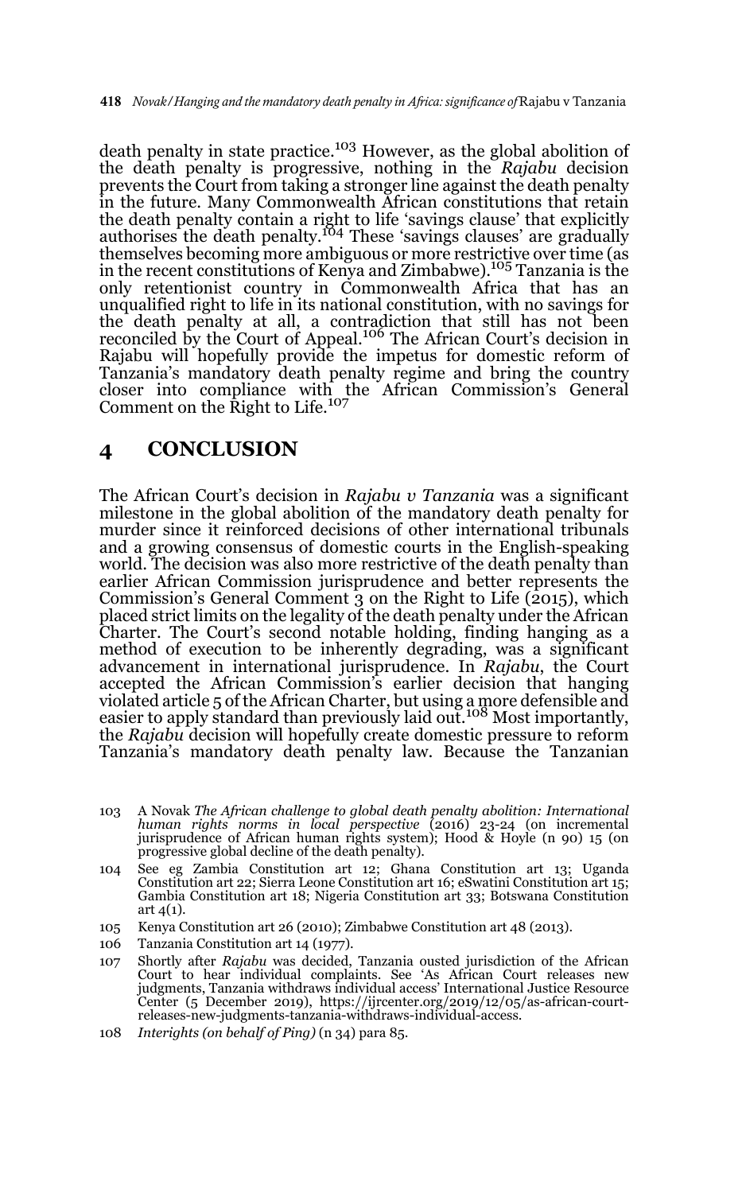death penalty in state practice.[103] However, as the global abolition of the death penalty is progressive, nothing in the *Rajabu* decision prevents the Court from taking a stronger line against the death penalty in the future. Many Commonwealth African constitutions that retain the death penalty contain a right to life 'savings clause' that explicitly authorises the death penalty.[104] These 'savings clauses' are gradually themselves becoming more ambiguous or more restrictive over time (as in the recent constitutions of Kenya and Zimbabwe).[105] Tanzania is the only retentionist country in Commonwealth Africa that has an unqualified right to life in its national constitution, with no savings for the death penalty at all, a contradiction that still has not been reconciled by the Court of Appeal.[106] The African Court's decision in Rajabu will hopefully provide the impetus for domestic reform of Tanzania's mandatory death penalty regime and bring the country closer into compliance with the African Commission's General Comment on the Right to Life.[107]

## 4 CONCLUSION

The African Court's decision in *Rajabu v Tanzania* was a significant milestone in the global abolition of the mandatory death penalty for murder since it reinforced decisions of other international tribunals and a growing consensus of domestic courts in the English-speaking world. The decision was also more restrictive of the death penalty than earlier African Commission jurisprudence and better represents the Commission's General Comment 3 on the Right to Life (2015), which placed strict limits on the legality of the death penalty under the African Charter. The Court's second notable holding, finding hanging as a method of execution to be inherently degrading, was a significant advancement in international jurisprudence. In *Rajabu*, the Court accepted the African Commission's earlier decision that hanging violated article 5 of the African Charter, but using a more defensible and easier to apply standard than previously laid out.[108] Most importantly, the *Rajabu* decision will hopefully create domestic pressure to reform Tanzania's mandatory death penalty law. Because the Tanzanian

---

103 A Novak *The African challenge to global death penalty abolition: International human rights norms in local perspective* (2016) 23-24 (on incremental jurisprudence of African human rights system); Hood & Hoyle (n 90) 15 (on progressive global decline of the death penalty).

104 See eg Zambia Constitution art 12; Ghana Constitution art 13; Uganda Constitution art 22; Sierra Leone Constitution art 16; eSwatini Constitution art 15; Gambia Constitution art 18; Nigeria Constitution art 33; Botswana Constitution art 4(1).

105 Kenya Constitution art 26 (2010); Zimbabwe Constitution art 48 (2013).

106 Tanzania Constitution art 14 (1977).

107 Shortly after *Rajabu* was decided, Tanzania ousted jurisdiction of the African Court to hear individual complaints. See 'As African Court releases new judgments, Tanzania withdraws individual access' International Justice Resource Center (5 December 2019), https://ijrcenter.org/2019/12/05/as-african-court-releases-new-judgments-tanzania-withdraws-individual-access.

108 *Interights (on behalf of Ping)* (n 34) para 85.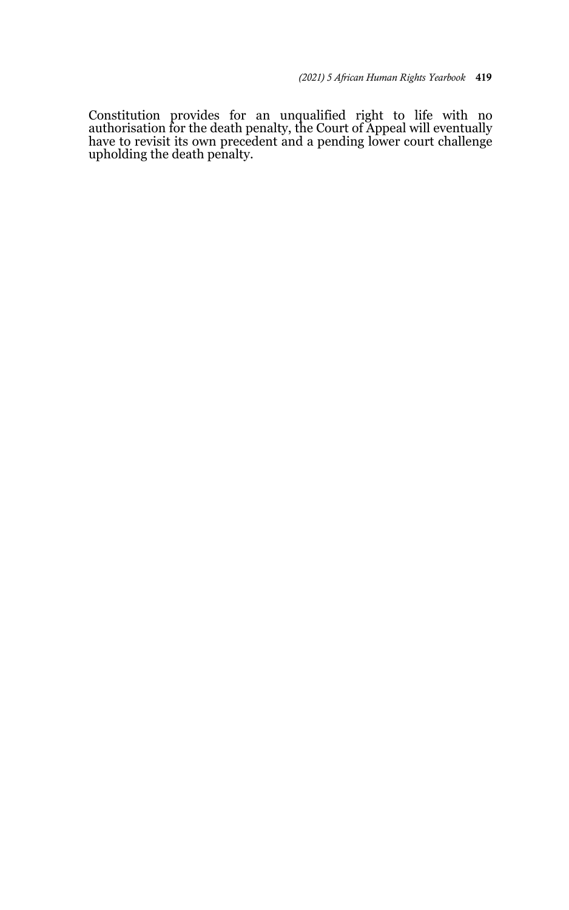Constitution provides for an unqualified right to life with no authorisation for the death penalty, the Court of Appeal will eventually have to revisit its own precedent and a pending lower court challenge upholding the death penalty.